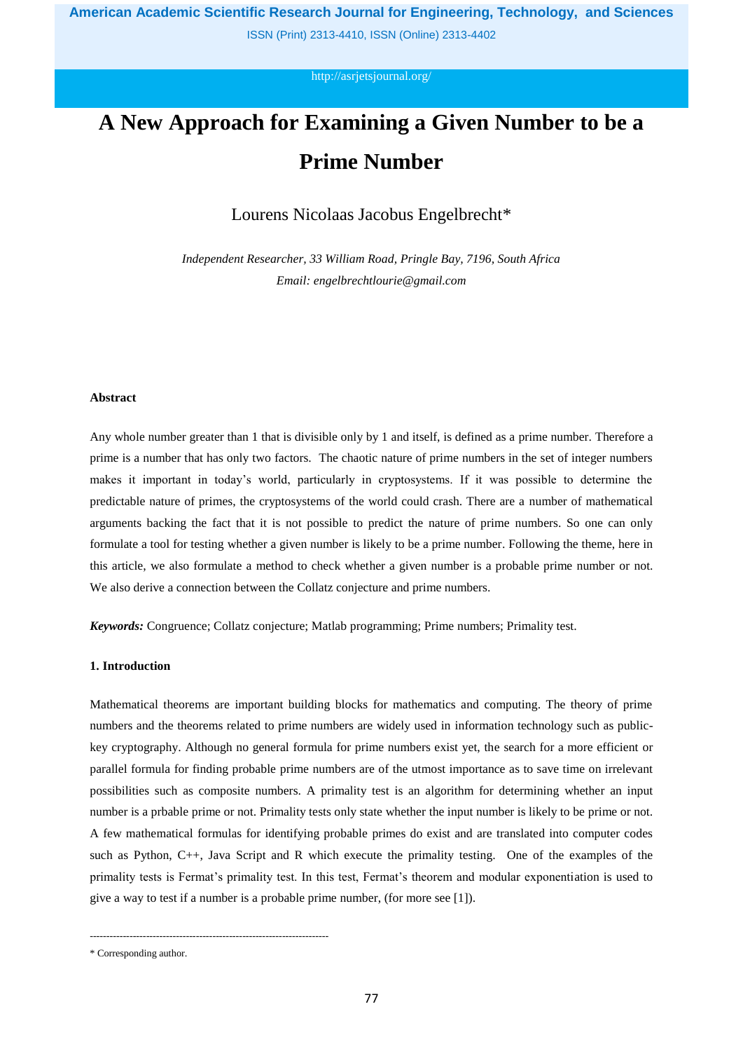# A New Approach for Examining a Given Number to be a Prime Number

Lourens Nicolaas Jacobus Engelbrecht*

*Independent Researcher, 33 William Road, Pringle Bay, 7196, South Africa*
*Email: engelbrechtlourie@gmail.com*

### Abstract

Any whole number greater than 1 that is divisible only by 1 and itself, is defined as a prime number. Therefore a prime is a number that has only two factors. The chaotic nature of prime numbers in the set of integer numbers makes it important in today's world, particularly in cryptosystems. If it was possible to determine the predictable nature of primes, the cryptosystems of the world could crash. There are a number of mathematical arguments backing the fact that it is not possible to predict the nature of prime numbers. So one can only formulate a tool for testing whether a given number is likely to be a prime number. Following the theme, here in this article, we also formulate a method to check whether a given number is a probable prime number or not. We also derive a connection between the Collatz conjecture and prime numbers.

***Keywords:*** Congruence; Collatz conjecture; Matlab programming; Prime numbers; Primality test.

### 1. Introduction

Mathematical theorems are important building blocks for mathematics and computing. The theory of prime numbers and the theorems related to prime numbers are widely used in information technology such as public-key cryptography. Although no general formula for prime numbers exist yet, the search for a more efficient or parallel formula for finding probable prime numbers are of the utmost importance as to save time on irrelevant possibilities such as composite numbers. A primality test is an algorithm for determining whether an input number is a prbable prime or not. Primality tests only state whether the input number is likely to be prime or not. A few mathematical formulas for identifying probable primes do exist and are translated into computer codes such as Python, C++, Java Script and R which execute the primality testing. One of the examples of the primality tests is Fermat's primality test. In this test, Fermat's theorem and modular exponentiation is used to give a way to test if a number is a probable prime number, (for more see [1]).

---

\* Corresponding author.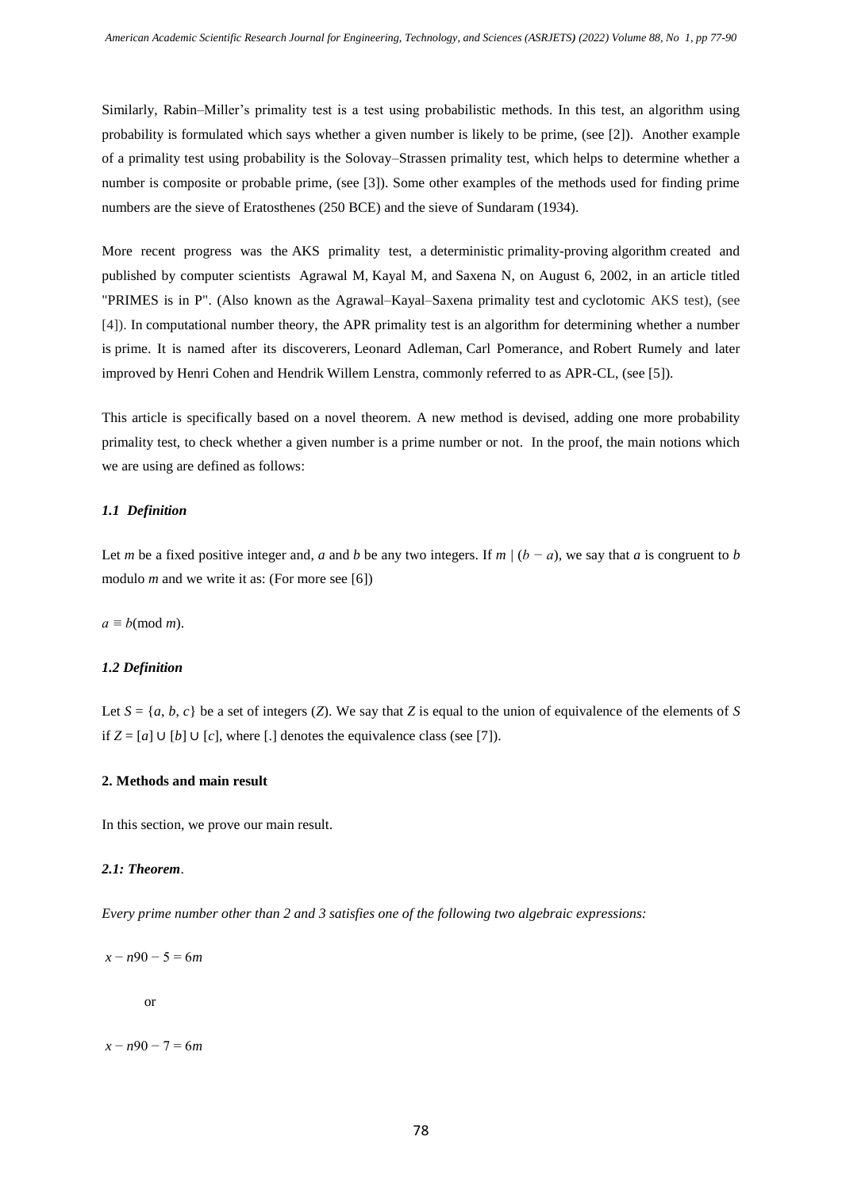Similarly, Rabin–Miller's primality test is a test using probabilistic methods. In this test, an algorithm using probability is formulated which says whether a given number is likely to be prime, (see [2]). Another example of a primality test using probability is the Solovay–Strassen primality test, which helps to determine whether a number is composite or probable prime, (see [3]). Some other examples of the methods used for finding prime numbers are the sieve of Eratosthenes (250 BCE) and the sieve of Sundaram (1934).

More recent progress was the AKS primality test, a deterministic primality-proving algorithm created and published by computer scientists Agrawal M, Kayal M, and Saxena N, on August 6, 2002, in an article titled "PRIMES is in P". (Also known as the Agrawal–Kayal–Saxena primality test and cyclotomic AKS test), (see [4]). In computational number theory, the APR primality test is an algorithm for determining whether a number is prime. It is named after its discoverers, Leonard Adleman, Carl Pomerance, and Robert Rumely and later improved by Henri Cohen and Hendrik Willem Lenstra, commonly referred to as APR-CL, (see [5]).

This article is specifically based on a novel theorem. A new method is devised, adding one more probability primality test, to check whether a given number is a prime number or not. In the proof, the main notions which we are using are defined as follows:

### *1.1 Definition*

Let $m$ be a fixed positive integer and, $a$ and $b$ be any two integers. If $m \mid (b - a)$, we say that $a$ is congruent to $b$ modulo $m$ and we write it as: (For more see [6])

$a \equiv b(\text{mod } m)$.

### *1.2 Definition*

Let $S = \{a, b, c\}$ be a set of integers ($Z$). We say that $Z$ is equal to the union of equivalence of the elements of $S$ if $Z = [a] \cup [b] \cup [c]$, where $[.]$ denotes the equivalence class (see [7]).

## 2. Methods and main result

In this section, we prove our main result.

### *2.1: Theorem*.

*Every prime number other than 2 and 3 satisfies one of the following two algebraic expressions:*

$$x - n90 - 5 = 6m$$

or

$$x - n90 - 7 = 6m$$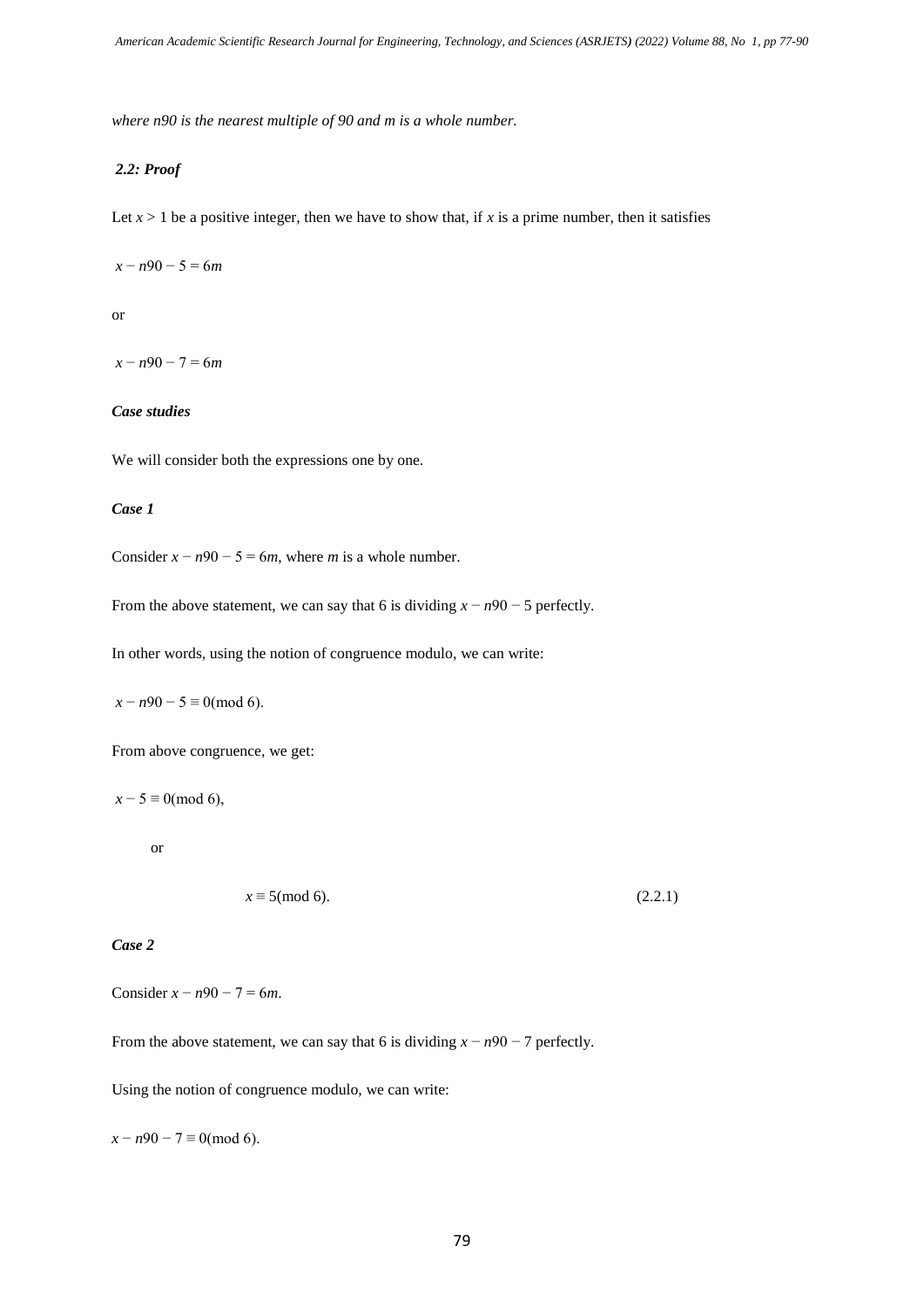*where n90 is the nearest multiple of 90 and m is a whole number.*

### *2.2: Proof*

Let $x > 1$ be a positive integer, then we have to show that, if $x$ is a prime number, then it satisfies

$$x - n90 - 5 = 6m$$

or

$$x - n90 - 7 = 6m$$

***Case studies***

We will consider both the expressions one by one.

***Case 1***

Consider $x - n90 - 5 = 6m$, where $m$ is a whole number.

From the above statement, we can say that 6 is dividing $x - n90 - 5$ perfectly.

In other words, using the notion of congruence modulo, we can write:

$$x - n90 - 5 \equiv 0 (\text{mod } 6).$$

From above congruence, we get:

$$x - 5 \equiv 0 (\text{mod } 6),$$

or

$$x \equiv 5 (\text{mod } 6). \tag{2.2.1}$$

***Case 2***

Consider $x - n90 - 7 = 6m$.

From the above statement, we can say that 6 is dividing $x - n90 - 7$ perfectly.

Using the notion of congruence modulo, we can write:

$$x - n90 - 7 \equiv 0 (\text{mod } 6).$$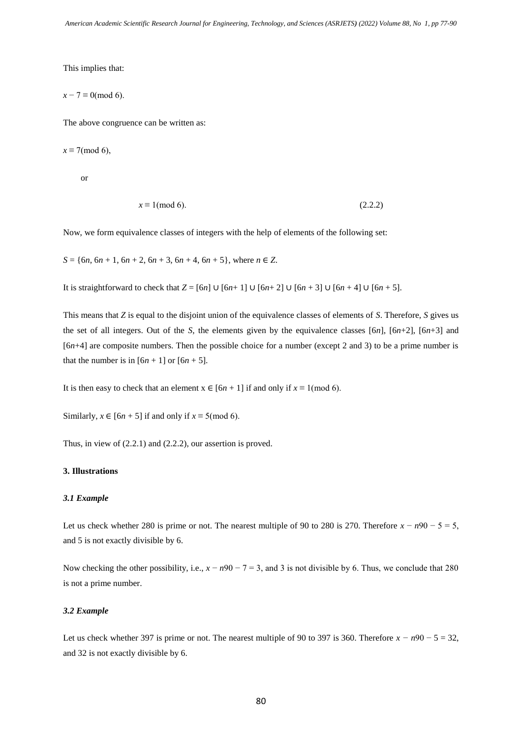This implies that:

$x - 7 \equiv 0 \pmod 6$.

The above congruence can be written as:

$x \equiv 7 \pmod 6$,

or

$$x \equiv 1 \pmod 6. \tag{2.2.2}$$

Now, we form equivalence classes of integers with the help of elements of the following set:

$S = \{6n, 6n + 1, 6n + 2, 6n + 3, 6n + 4, 6n + 5\}$, where $n \in Z$.

It is straightforward to check that $Z = [6n] \cup [6n+ 1] \cup [6n+ 2] \cup [6n + 3] \cup [6n + 4] \cup [6n + 5]$.

This means that $Z$ is equal to the disjoint union of the equivalence classes of elements of $S$. Therefore, $S$ gives us the set of all integers. Out of the $S$, the elements given by the equivalence classes $[6n]$, $[6n+2]$, $[6n+3]$ and $[6n+4]$ are composite numbers. Then the possible choice for a number (except 2 and 3) to be a prime number is that the number is in $[6n + 1]$ or $[6n + 5]$.

It is then easy to check that an element $x \in [6n + 1]$ if and only if $x \equiv 1 \pmod 6$.

Similarly, $x \in [6n + 5]$ if and only if $x \equiv 5 \pmod 6$.

Thus, in view of (2.2.1) and (2.2.2), our assertion is proved.

## 3. Illustrations

### *3.1 Example*

Let us check whether 280 is prime or not. The nearest multiple of 90 to 280 is 270. Therefore $x - n90 - 5 = 5$, and 5 is not exactly divisible by 6.

Now checking the other possibility, i.e., $x - n90 - 7 = 3$, and 3 is not divisible by 6. Thus, we conclude that 280 is not a prime number.

### *3.2 Example*

Let us check whether 397 is prime or not. The nearest multiple of 90 to 397 is 360. Therefore $x - n90 - 5 = 32$, and 32 is not exactly divisible by 6.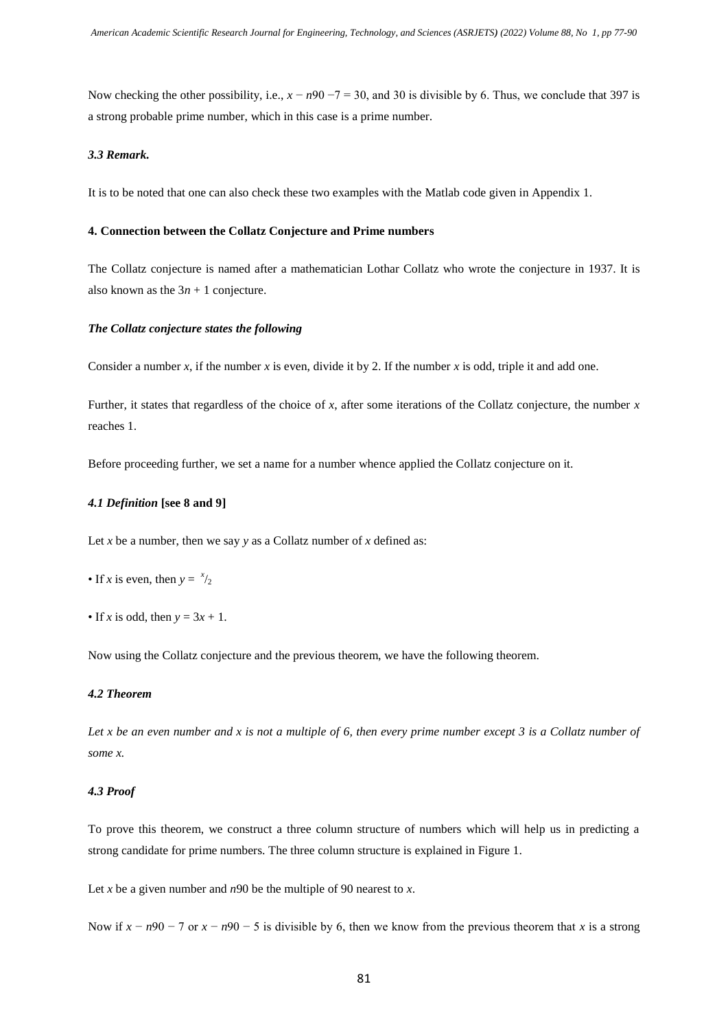Now checking the other possibility, i.e., $x - n90 - 7 = 30$, and 30 is divisible by 6. Thus, we conclude that 397 is a strong probable prime number, which in this case is a prime number.

### *3.3 Remark.*

It is to be noted that one can also check these two examples with the Matlab code given in Appendix 1.

## 4. Connection between the Collatz Conjecture and Prime numbers

The Collatz conjecture is named after a mathematician Lothar Collatz who wrote the conjecture in 1937. It is also known as the $3n + 1$ conjecture.

### *The Collatz conjecture states the following*

Consider a number $x$, if the number $x$ is even, divide it by 2. If the number $x$ is odd, triple it and add one.

Further, it states that regardless of the choice of $x$, after some iterations of the Collatz conjecture, the number $x$ reaches 1.

Before proceeding further, we set a name for a number whence applied the Collatz conjecture on it.

### *4.1 Definition* [see 8 and 9]

Let $x$ be a number, then we say $y$ as a Collatz number of $x$ defined as:

- If $x$ is even, then $y = {}^{x}/_{2}$
- If $x$ is odd, then $y = 3x + 1$.

Now using the Collatz conjecture and the previous theorem, we have the following theorem.

### *4.2 Theorem*

*Let $x$ be an even number and $x$ is not a multiple of 6, then every prime number except 3 is a Collatz number of some $x$.*

### *4.3 Proof*

To prove this theorem, we construct a three column structure of numbers which will help us in predicting a strong candidate for prime numbers. The three column structure is explained in Figure 1.

Let $x$ be a given number and $n90$ be the multiple of 90 nearest to $x$.

Now if $x - n90 - 7$ or $x - n90 - 5$ is divisible by 6, then we know from the previous theorem that $x$ is a strong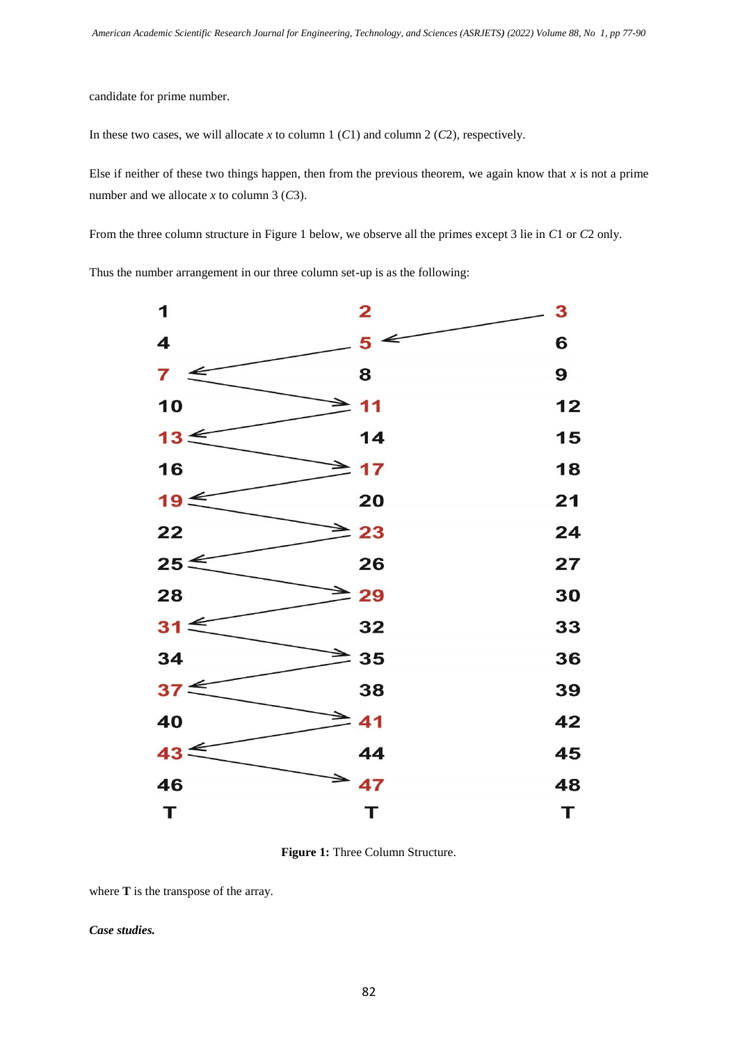candidate for prime number.

In these two cases, we will allocate $x$ to column 1 ($C1$) and column 2 ($C2$), respectively.

Else if neither of these two things happen, then from the previous theorem, we again know that $x$ is not a prime number and we allocate $x$ to column 3 ($C3$).

From the three column structure in Figure 1 below, we observe all the primes except 3 lie in $C1$ or $C2$ only.

Thus the number arrangement in our three column set-up is as the following:

| C1 | C2 | C3 |
|---|---|---|
| 1 | 2 | 3 |
| 4 | 5 | 6 |
| 7 | 8 | 9 |
| 10 | 11 | 12 |
| 13 | 14 | 15 |
| 16 | 17 | 18 |
| 19 | 20 | 21 |
| 22 | 23 | 24 |
| 25 | 26 | 27 |
| 28 | 29 | 30 |
| 31 | 32 | 33 |
| 34 | 35 | 36 |
| 37 | 38 | 39 |
| 40 | 41 | 42 |
| 43 | 44 | 45 |
| 46 | 47 | 48 |
| **T** | **T** | **T** |

**Figure 1:** Three Column Structure.

where **T** is the transpose of the array.

***Case studies.***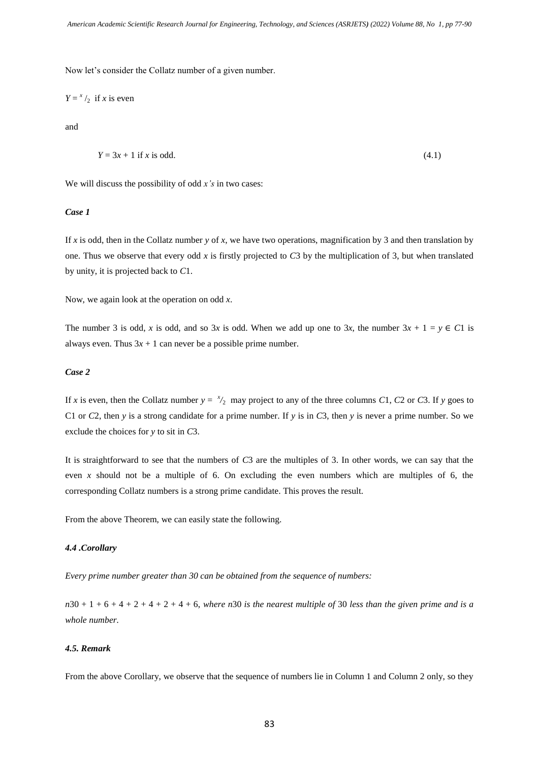Now let's consider the Collatz number of a given number.

$Y = {}^{x}/_{2}$ if $x$ is even

and

$$Y = 3x + 1 \text{ if } x \text{ is odd.} \quad (4.1)$$

We will discuss the possibility of odd $x$*'s* in two cases:

***Case 1***

If $x$ is odd, then in the Collatz number $y$ of $x$, we have two operations, magnification by 3 and then translation by one. Thus we observe that every odd $x$ is firstly projected to $C3$ by the multiplication of 3, but when translated by unity, it is projected back to $C1$.

Now, we again look at the operation on odd $x$.

The number 3 is odd, $x$ is odd, and so $3x$ is odd. When we add up one to $3x$, the number $3x + 1 = y \in C1$ is always even. Thus $3x + 1$ can never be a possible prime number.

***Case 2***

If $x$ is even, then the Collatz number $y = {}^{x}/_{2}$ may project to any of the three columns $C1$, $C2$ or $C3$. If $y$ goes to C1 or $C2$, then $y$ is a strong candidate for a prime number. If $y$ is in $C3$, then $y$ is never a prime number. So we exclude the choices for $y$ to sit in $C3$.

It is straightforward to see that the numbers of $C3$ are the multiples of 3. In other words, we can say that the even $x$ should not be a multiple of 6. On excluding the even numbers which are multiples of 6, the corresponding Collatz numbers is a strong prime candidate. This proves the result.

From the above Theorem, we can easily state the following.

***4.4 .Corollary***

*Every prime number greater than 30 can be obtained from the sequence of numbers:*

$n30 + 1 + 6 + 4 + 2 + 4 + 2 + 4 + 6$, *where* $n30$ *is the nearest multiple of* 30 *less than the given prime and is a whole number.*

***4.5. Remark***

From the above Corollary, we observe that the sequence of numbers lie in Column 1 and Column 2 only, so they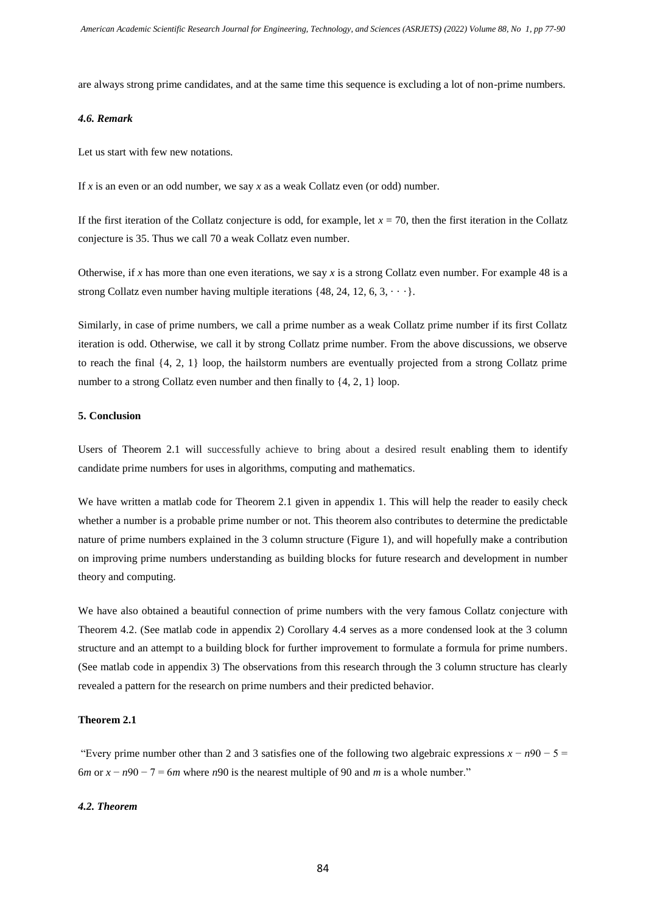are always strong prime candidates, and at the same time this sequence is excluding a lot of non-prime numbers.

#### *4.6. Remark*

Let us start with few new notations.

If $x$ is an even or an odd number, we say $x$ as a weak Collatz even (or odd) number.

If the first iteration of the Collatz conjecture is odd, for example, let $x = 70$, then the first iteration in the Collatz conjecture is 35. Thus we call 70 a weak Collatz even number.

Otherwise, if $x$ has more than one even iterations, we say $x$ is a strong Collatz even number. For example 48 is a strong Collatz even number having multiple iterations $\{48, 24, 12, 6, 3, \cdots\}$.

Similarly, in case of prime numbers, we call a prime number as a weak Collatz prime number if its first Collatz iteration is odd. Otherwise, we call it by strong Collatz prime number. From the above discussions, we observe to reach the final $\{4, 2, 1\}$ loop, the hailstorm numbers are eventually projected from a strong Collatz prime number to a strong Collatz even number and then finally to $\{4, 2, 1\}$ loop.

### 5. Conclusion

Users of Theorem 2.1 will successfully achieve to bring about a desired result enabling them to identify candidate prime numbers for uses in algorithms, computing and mathematics.

We have written a matlab code for Theorem 2.1 given in appendix 1. This will help the reader to easily check whether a number is a probable prime number or not. This theorem also contributes to determine the predictable nature of prime numbers explained in the 3 column structure (Figure 1), and will hopefully make a contribution on improving prime numbers understanding as building blocks for future research and development in number theory and computing.

We have also obtained a beautiful connection of prime numbers with the very famous Collatz conjecture with Theorem 4.2. (See matlab code in appendix 2) Corollary 4.4 serves as a more condensed look at the 3 column structure and an attempt to a building block for further improvement to formulate a formula for prime numbers. (See matlab code in appendix 3) The observations from this research through the 3 column structure has clearly revealed a pattern for the research on prime numbers and their predicted behavior.

#### Theorem 2.1

"Every prime number other than 2 and 3 satisfies one of the following two algebraic expressions $x - n90 - 5 = 6m$ or $x - n90 - 7 = 6m$ where $n90$ is the nearest multiple of 90 and $m$ is a whole number."

#### *4.2. Theorem*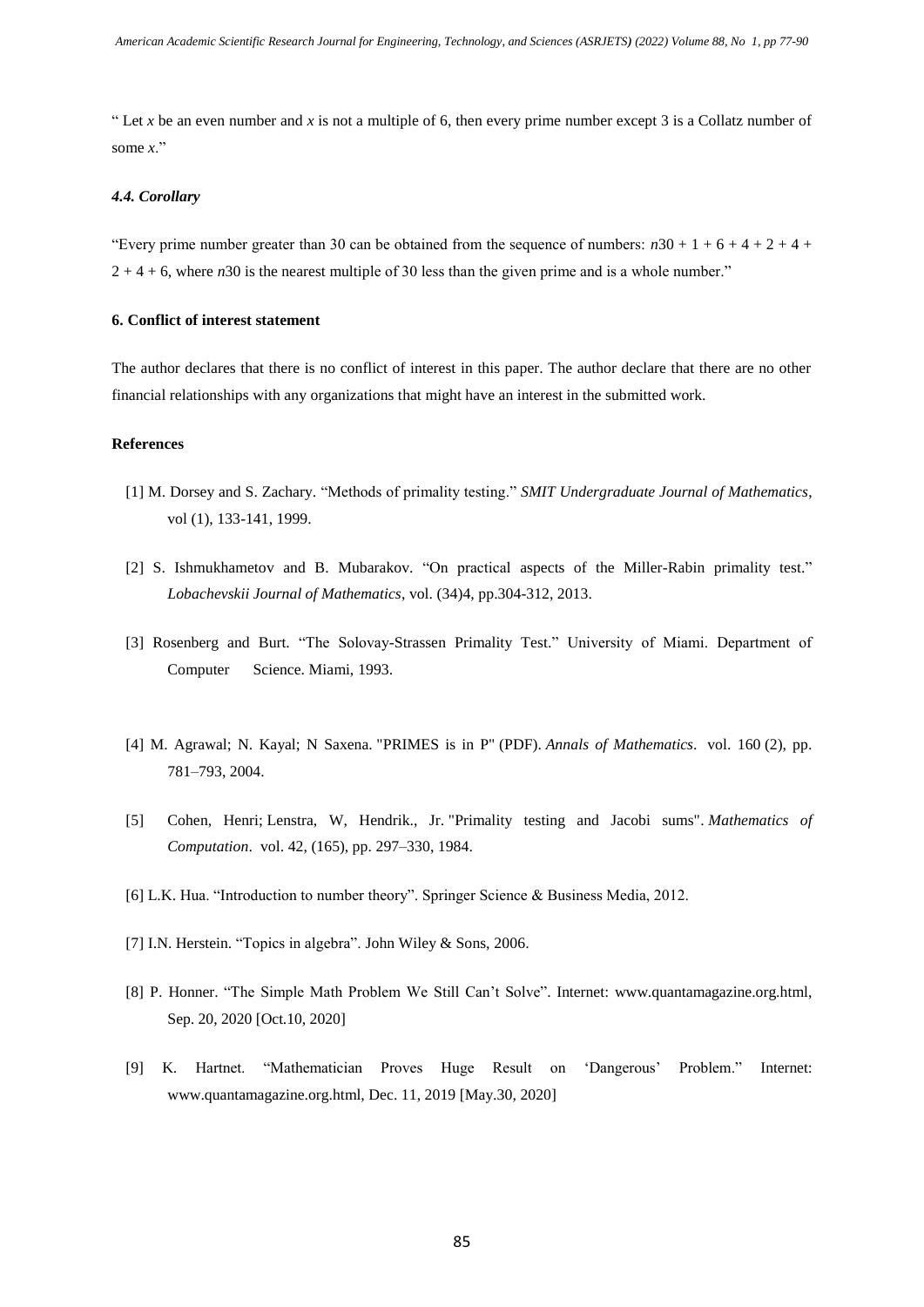" Let $x$ be an even number and $x$ is not a multiple of 6, then every prime number except 3 is a Collatz number of some $x$."

### *4.4. Corollary*

"Every prime number greater than 30 can be obtained from the sequence of numbers: $n30 + 1 + 6 + 4 + 2 + 4 + 2 + 4 + 6$, where $n30$ is the nearest multiple of 30 less than the given prime and is a whole number."

## 6. Conflict of interest statement

The author declares that there is no conflict of interest in this paper. The author declare that there are no other financial relationships with any organizations that might have an interest in the submitted work.

## References

[1] M. Dorsey and S. Zachary. "Methods of primality testing." *SMIT Undergraduate Journal of Mathematics*, vol (1), 133-141, 1999.

[2] S. Ishmukhametov and B. Mubarakov. "On practical aspects of the Miller-Rabin primality test." *Lobachevskii Journal of Mathematics*, vol. (34)4, pp.304-312, 2013.

[3] Rosenberg and Burt. "The Solovay-Strassen Primality Test." University of Miami. Department of Computer Science. Miami, 1993.

[4] M. Agrawal; N. Kayal; N Saxena. "PRIMES is in P" (PDF). *Annals of Mathematics*. vol. 160 (2), pp. 781–793, 2004.

[5] Cohen, Henri; Lenstra, W, Hendrik., Jr. "Primality testing and Jacobi sums". *Mathematics of Computation*. vol. 42, (165), pp. 297–330, 1984.

[6] L.K. Hua. "Introduction to number theory". Springer Science & Business Media, 2012.

[7] I.N. Herstein. "Topics in algebra". John Wiley & Sons, 2006.

[8] P. Honner. "The Simple Math Problem We Still Can't Solve". Internet: www.quantamagazine.org.html, Sep. 20, 2020 [Oct.10, 2020]

[9] K. Hartnet. "Mathematician Proves Huge Result on 'Dangerous' Problem." Internet: www.quantamagazine.org.html, Dec. 11, 2019 [May.30, 2020]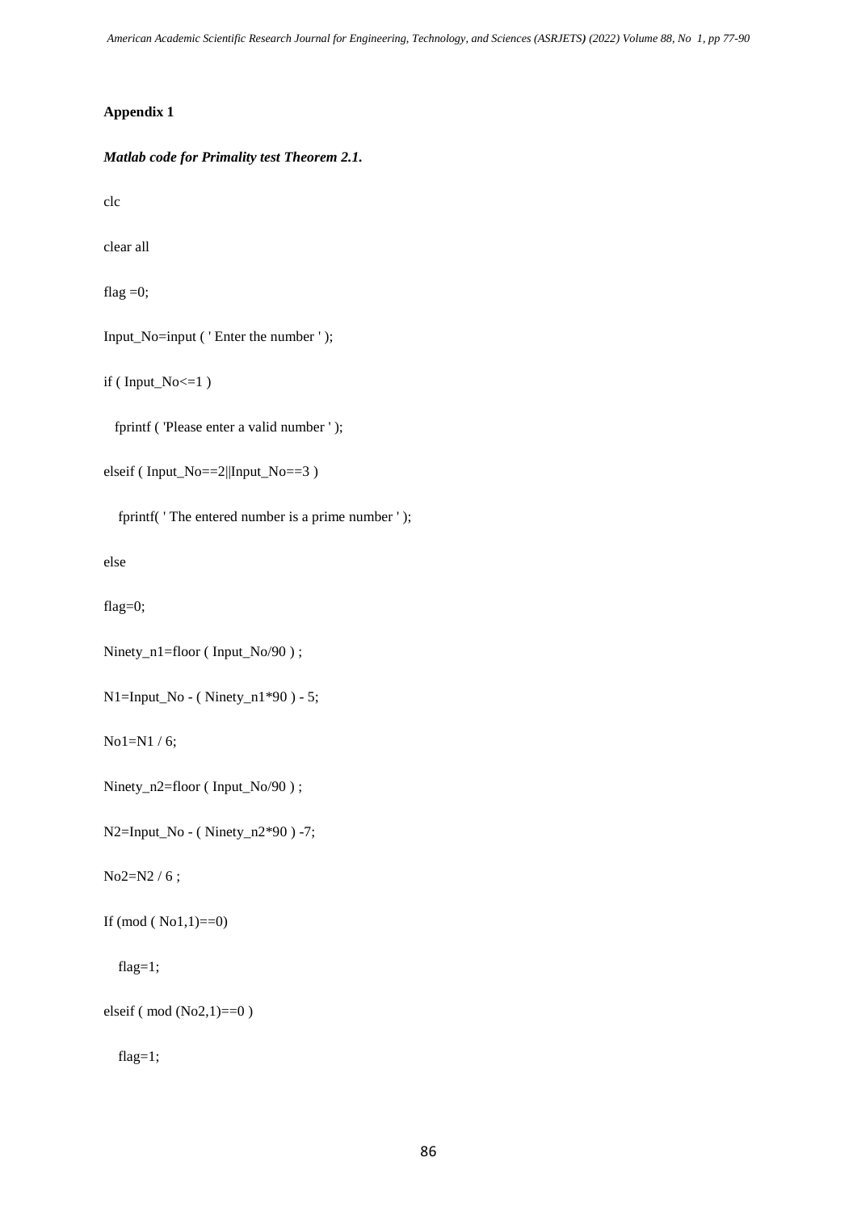**Appendix 1**

***Matlab code for Primality test Theorem 2.1.***

```
clc

clear all

flag =0;

Input_No=input ( ' Enter the number ' );

if ( Input_No<=1 )

  fprintf ( 'Please enter a valid number ' );

elseif ( Input_No==2||Input_No==3 )

   fprintf( ' The entered number is a prime number ' );

else

flag=0;

Ninety_n1=floor ( Input_No/90 ) ;

N1=Input_No - ( Ninety_n1*90 ) - 5;

No1=N1 / 6;

Ninety_n2=floor ( Input_No/90 ) ;

N2=Input_No - ( Ninety_n2*90 ) -7;

No2=N2 / 6 ;

If (mod ( No1,1)==0)

   flag=1;

elseif ( mod (No2,1)==0 )

   flag=1;
```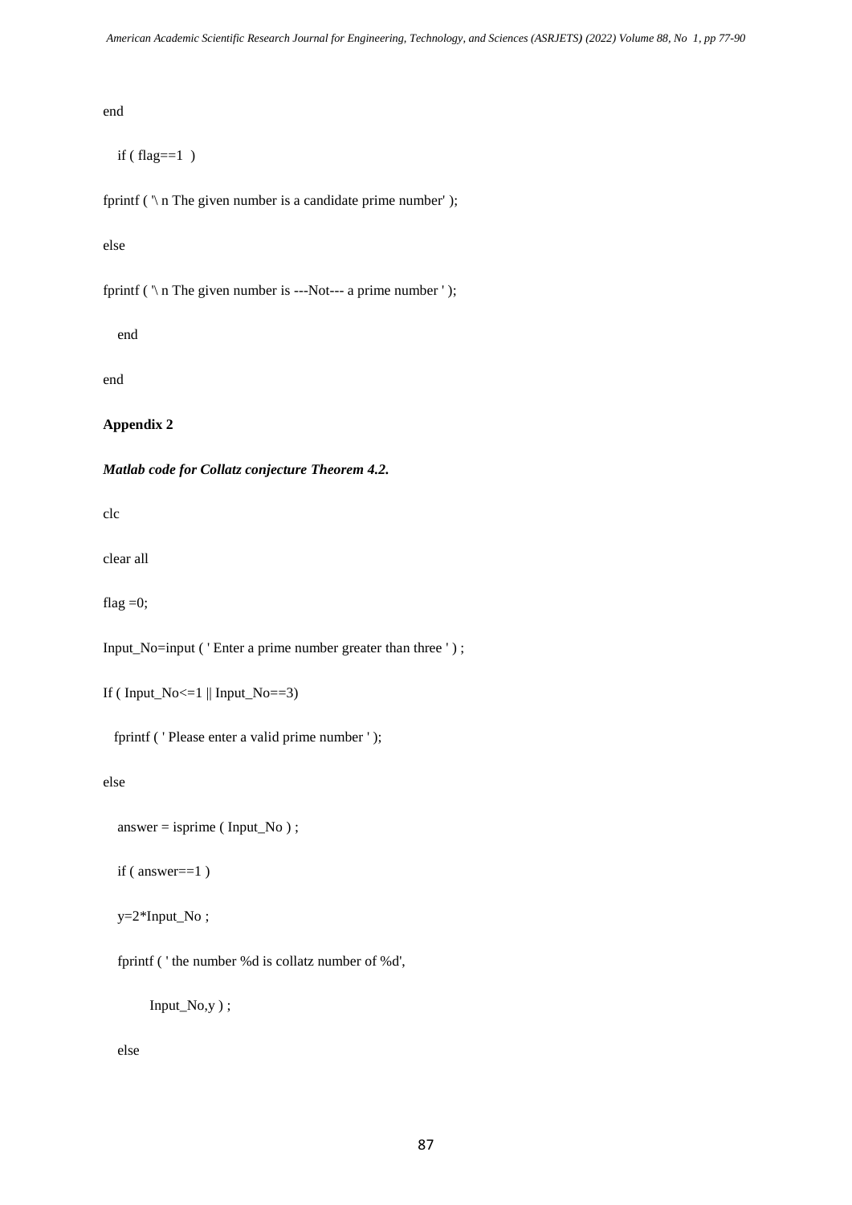```
end

   if ( flag==1  )

fprintf ( '\ n The given number is a candidate prime number' );

else

fprintf ( '\ n The given number is ---Not--- a prime number ' );

   end

end
```

**Appendix 2**

***Matlab code for Collatz conjecture Theorem 4.2.***

```
clc

clear all

flag =0;

Input_No=input ( ' Enter a prime number greater than three ' ) ;

If ( Input_No<=1 || Input_No==3)

  fprintf ( ' Please enter a valid prime number ' );

else

   answer = isprime ( Input_No ) ;

   if ( answer==1 )

   y=2*Input_No ;

   fprintf ( ' the number %d is collatz number of %d',

         Input_No,y ) ;

   else
```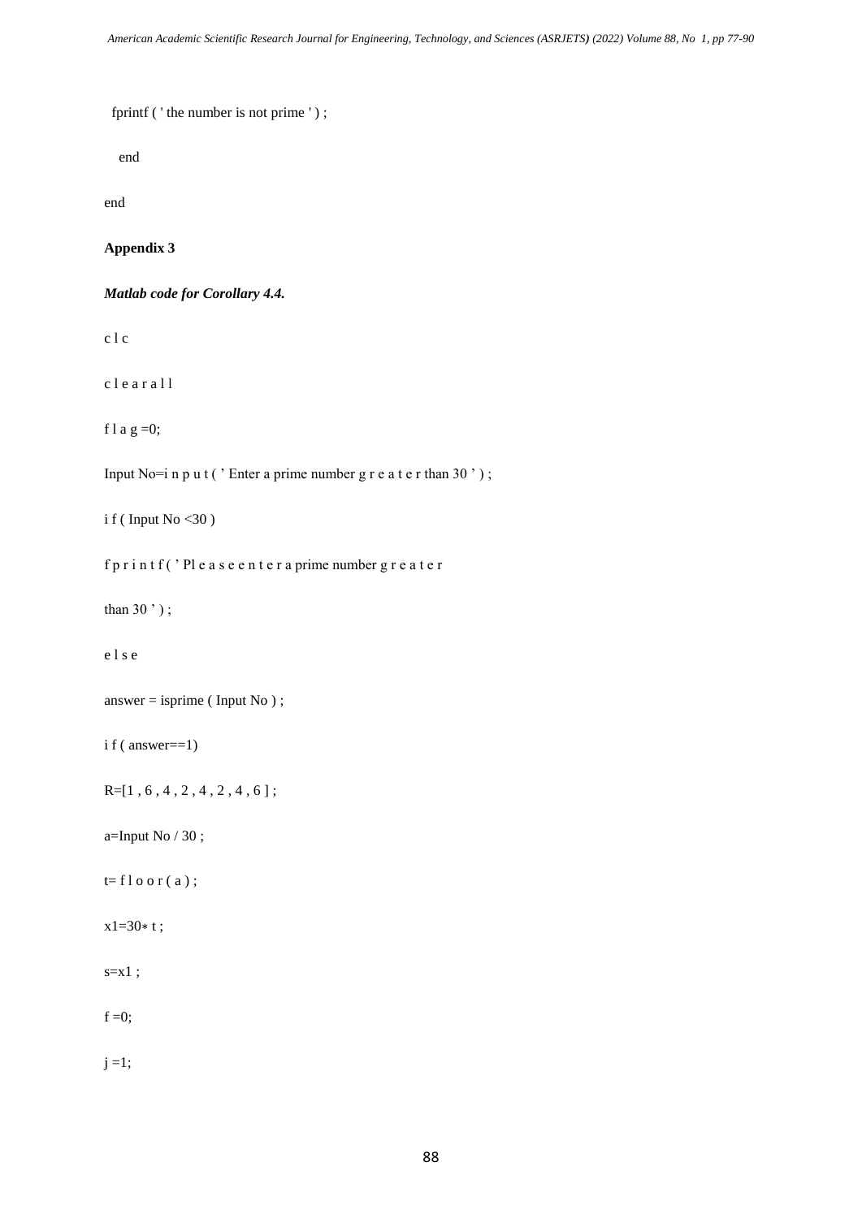```
 fprintf ( ' the number is not prime ' ) ;

   end

end
```

**Appendix 3**

***Matlab code for Corollary 4.4.***

```
c l c

c l e a r a l l

f l a g =0;

Input No=i n p u t ( ’ Enter a prime number g r e a t e r than 30 ’ ) ;

i f ( Input No <30 )

f p r i n t f ( ’ Pl e a s e e n t e r a prime number g r e a t e r

than 30 ’ ) ;

e l s e

answer = isprime ( Input No ) ;

i f ( answer==1)

R=[1 , 6 , 4 , 2 , 4 , 2 , 4 , 6 ] ;

a=Input No / 30 ;

t= f l o o r ( a ) ;

x1=30∗ t ;

s=x1 ;

f =0;

j =1;
```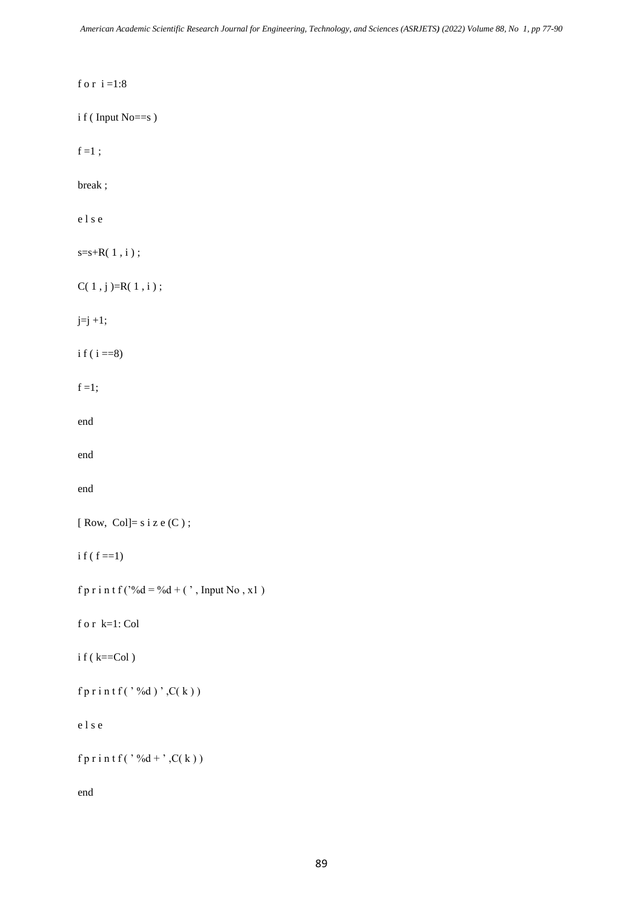```
for i=1:8
if ( Input No==s )
f =1 ;
break ;
else
s=s+R( 1 , i ) ;
C( 1 , j )=R( 1 , i ) ;
j=j +1;
if ( i ==8)
f =1;
end
end
end
[ Row,  Col]= size (C ) ;
if ( f ==1)
fprintf('%d = %d + ( ' , Input No , x1 )
for k=1: Col
if ( k==Col )
fprintf( ' %d ) ' ,C( k ) )
else
fprintf( ' %d + ' ,C( k ) )
end
```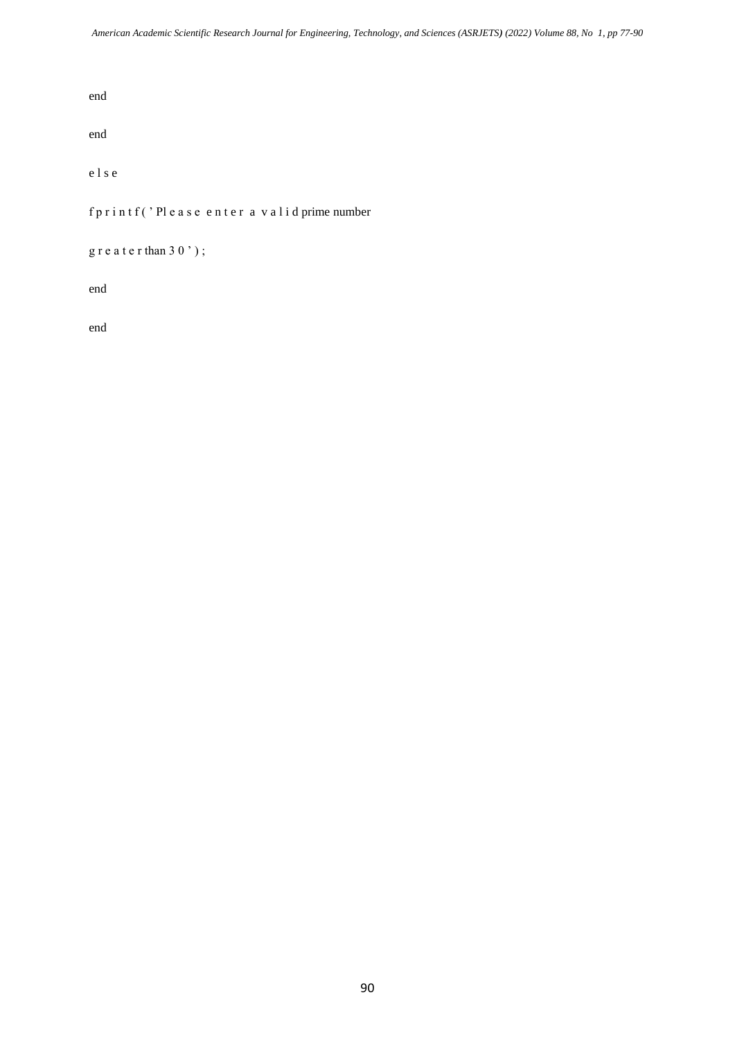```
end

end

else

fprintf('Please enter a valid prime number

greater than 30');

end

end
```